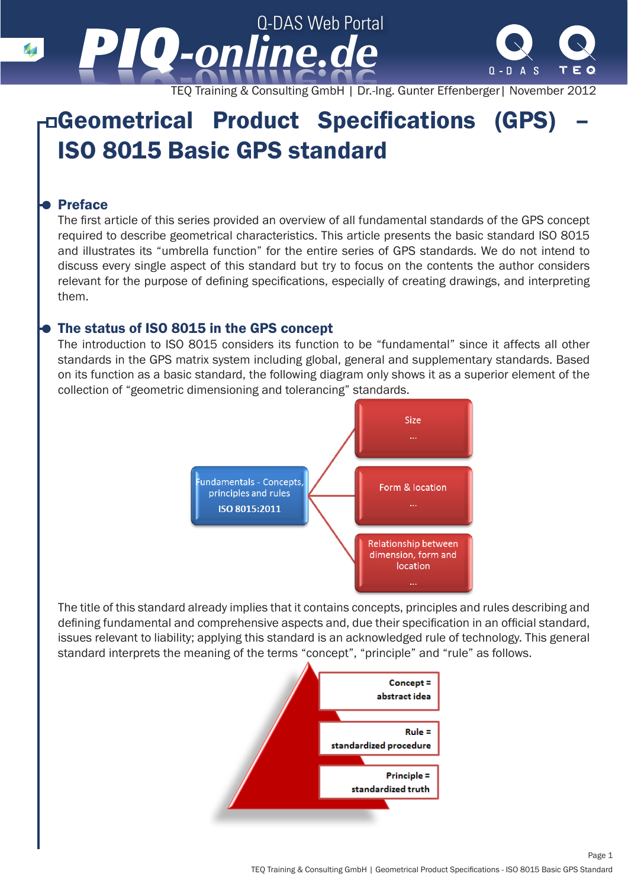Q-DAS Web Portal

PIQ-online.de

TEQ Training & Consulting GmbH | Dr.-Ing. Gunter Effenberger | November 2012

# Geometrical Product Specifications (GPS) – ISO 8015 Basic GPS standard

## Preface

The first article of this series provided an overview of all fundamental standards of the GPS concept required to describe geometrical characteristics. This article presents the basic standard ISO 8015 and illustrates its “umbrella function” for the entire series of GPS standards. We do not intend to discuss every single aspect of this standard but try to focus on the contents the author considers relevant for the purpose of defining specifications, especially of creating drawings, and interpreting them.

## The status of ISO 8015 in the GPS concept

The introduction to ISO 8015 considers its function to be “fundamental” since it affects all other standards in the GPS matrix system including global, general and supplementary standards. Based on its function as a basic standard, the following diagram only shows it as a superior element of the collection of “geometric dimensioning and tolerancing” standards.

Fundamentals - Concepts, principles and rules
ISO 8015:2011

Size
...

Form & location
...

Relationship between dimension, form and location
...

The title of this standard already implies that it contains concepts, principles and rules describing and defining fundamental and comprehensive aspects and, due their specification in an official standard, issues relevant to liability; applying this standard is an acknowledged rule of technology. This general standard interprets the meaning of the terms “concept”, “principle” and “rule” as follows.

**Concept = abstract idea**

**Rule = standardized procedure**

**Principle = standardized truth**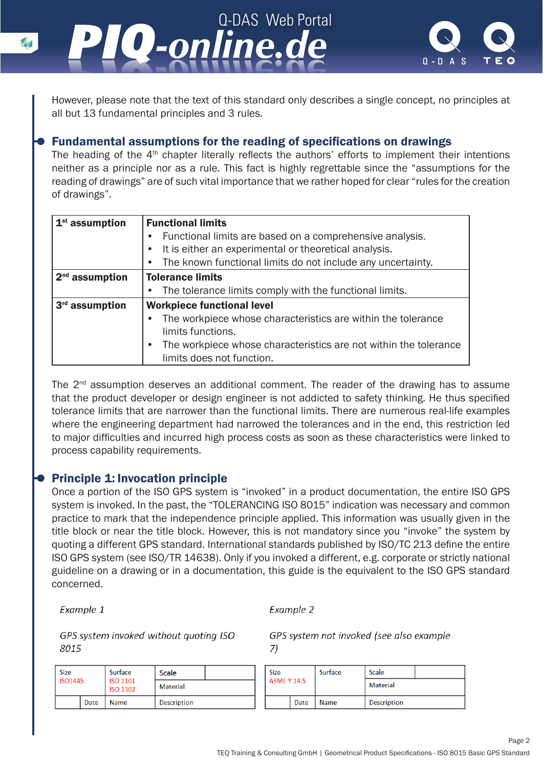However, please note that the text of this standard only describes a single concept, no principles at all but 13 fundamental principles and 3 rules.

## Fundamental assumptions for the reading of specifications on drawings

The heading of the 4th chapter literally reflects the authors' efforts to implement their intentions neither as a principle nor as a rule. This fact is highly regrettable since the "assumptions for the reading of drawings" are of such vital importance that we rather hoped for clear "rules for the creation of drawings".

| | |
|---|---|
| **1st assumption** | **Functional limits**<br>• Functional limits are based on a comprehensive analysis.<br>• It is either an experimental or theoretical analysis.<br>• The known functional limits do not include any uncertainty. |
| **2nd assumption** | **Tolerance limits**<br>• The tolerance limits comply with the functional limits. |
| **3rd assumption** | **Workpiece functional level**<br>• The workpiece whose characteristics are within the tolerance limits functions.<br>• The workpiece whose characteristics are not within the tolerance limits does not function. |

The 2nd assumption deserves an additional comment. The reader of the drawing has to assume that the product developer or design engineer is not addicted to safety thinking. He thus specified tolerance limits that are narrower than the functional limits. There are numerous real-life examples where the engineering department had narrowed the tolerances and in the end, this restriction led to major difficulties and incurred high process costs as soon as these characteristics were linked to process capability requirements.

## Principle 1: Invocation principle

Once a portion of the ISO GPS system is "invoked" in a product documentation, the entire ISO GPS system is invoked. In the past, the "TOLERANCING ISO 8015" indication was necessary and common practice to mark that the independence principle applied. This information was usually given in the title block or near the title block. However, this is not mandatory since you "invoke" the system by quoting a different GPS standard. International standards published by ISO/TC 213 define the entire ISO GPS system (see ISO/TR 14638). Only if you invoked a different, e.g. corporate or strictly national guideline on a drawing or in a documentation, this guide is the equivalent to the ISO GPS standard concerned.

*Example 1*

*GPS system invoked without quoting ISO 8015*

| Size<br>ISO1445 | | Surface<br>ISO 1101<br>ISO 1302 | Scale | |
|---|---|---|---|---|
| | | | Material | |
| | Date | Name | Description | |

*Example 2*

*GPS system not invoked (see also example 7)*

| Size<br>ASME Y 14.5 | | Surface | Scale | |
|---|---|---|---|---|
| | | | Material | |
| | Date | Name | Description | |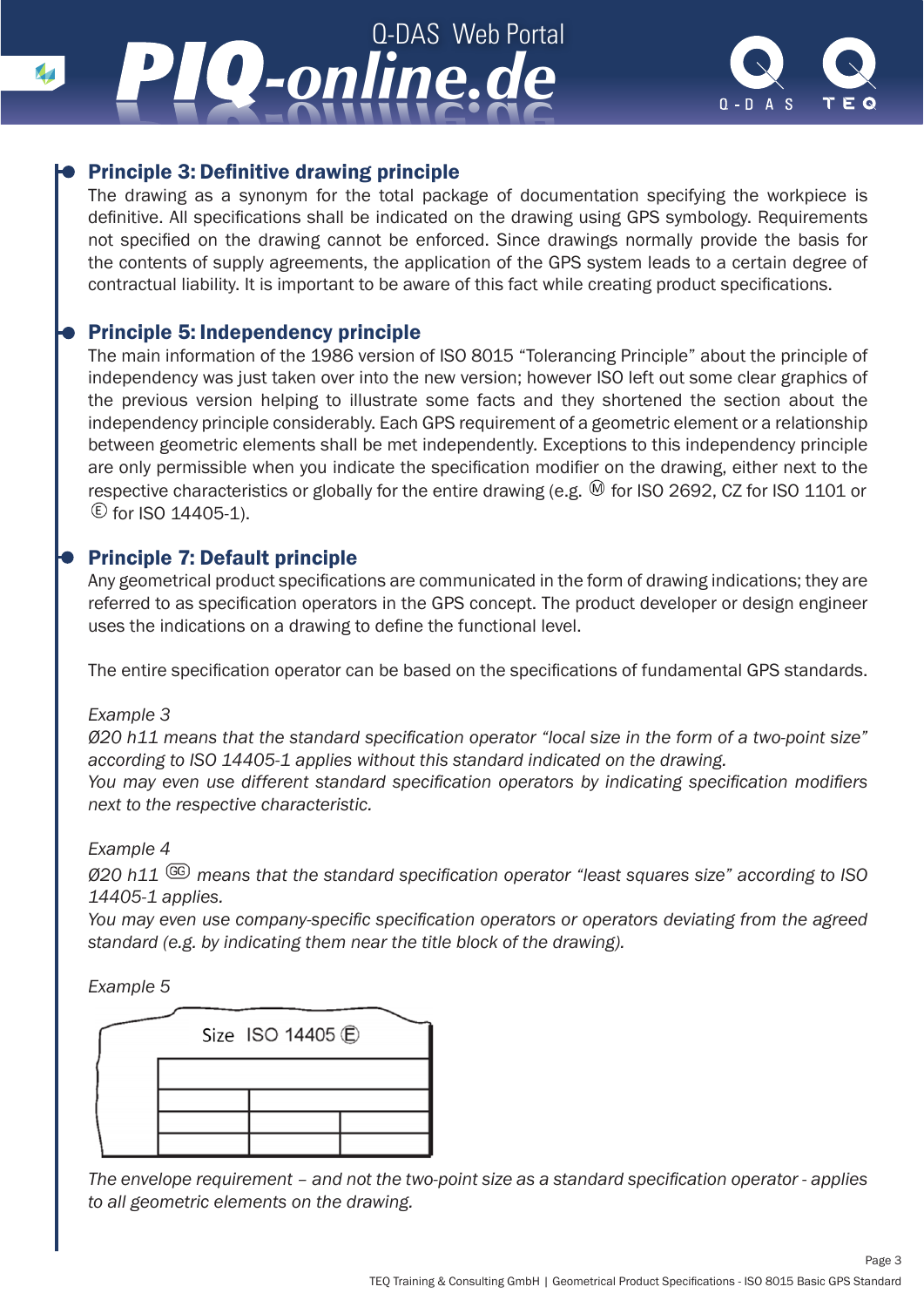## Principle 3: Definitive drawing principle

The drawing as a synonym for the total package of documentation specifying the workpiece is definitive. All specifications shall be indicated on the drawing using GPS symbology. Requirements not specified on the drawing cannot be enforced. Since drawings normally provide the basis for the contents of supply agreements, the application of the GPS system leads to a certain degree of contractual liability. It is important to be aware of this fact while creating product specifications.

## Principle 5: Independency principle

The main information of the 1986 version of ISO 8015 “Tolerancing Principle” about the principle of independency was just taken over into the new version; however ISO left out some clear graphics of the previous version helping to illustrate some facts and they shortened the section about the independency principle considerably. Each GPS requirement of a geometric element or a relationship between geometric elements shall be met independently. Exceptions to this independency principle are only permissible when you indicate the specification modifier on the drawing, either next to the respective characteristics or globally for the entire drawing (e.g. Ⓜ for ISO 2692, CZ for ISO 1101 or Ⓔ for ISO 14405-1).

## Principle 7: Default principle

Any geometrical product specifications are communicated in the form of drawing indications; they are referred to as specification operators in the GPS concept. The product developer or design engineer uses the indications on a drawing to define the functional level.

The entire specification operator can be based on the specifications of fundamental GPS standards.

*Example 3*

*Ø20 h11 means that the standard specification operator “local size in the form of a two-point size” according to ISO 14405-1 applies without this standard indicated on the drawing.*
*You may even use different standard specification operators by indicating specification modifiers next to the respective characteristic.*

*Example 4*

*Ø20 h11 (GG) means that the standard specification operator “least squares size” according to ISO 14405-1 applies.*
*You may even use company-specific specification operators or operators deviating from the agreed standard (e.g. by indicating them near the title block of the drawing).*

*Example 5*

Size ISO 14405 Ⓔ

*The envelope requirement – and not the two-point size as a standard specification operator - applies to all geometric elements on the drawing.*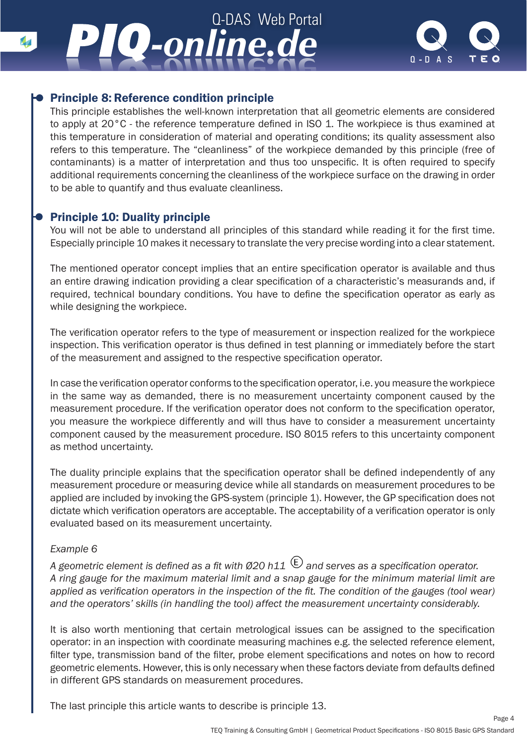## Principle 8: Reference condition principle

This principle establishes the well-known interpretation that all geometric elements are considered to apply at 20°C - the reference temperature defined in ISO 1. The workpiece is thus examined at this temperature in consideration of material and operating conditions; its quality assessment also refers to this temperature. The “cleanliness” of the workpiece demanded by this principle (free of contaminants) is a matter of interpretation and thus too unspecific. It is often required to specify additional requirements concerning the cleanliness of the workpiece surface on the drawing in order to be able to quantify and thus evaluate cleanliness.

## Principle 10: Duality principle

You will not be able to understand all principles of this standard while reading it for the first time. Especially principle 10 makes it necessary to translate the very precise wording into a clear statement.

The mentioned operator concept implies that an entire specification operator is available and thus an entire drawing indication providing a clear specification of a characteristic’s measurands and, if required, technical boundary conditions. You have to define the specification operator as early as while designing the workpiece.

The verification operator refers to the type of measurement or inspection realized for the workpiece inspection. This verification operator is thus defined in test planning or immediately before the start of the measurement and assigned to the respective specification operator.

In case the verification operator conforms to the specification operator, i.e. you measure the workpiece in the same way as demanded, there is no measurement uncertainty component caused by the measurement procedure. If the verification operator does not conform to the specification operator, you measure the workpiece differently and will thus have to consider a measurement uncertainty component caused by the measurement procedure. ISO 8015 refers to this uncertainty component as method uncertainty.

The duality principle explains that the specification operator shall be defined independently of any measurement procedure or measuring device while all standards on measurement procedures to be applied are included by invoking the GPS-system (principle 1). However, the GP specification does not dictate which verification operators are acceptable. The acceptability of a verification operator is only evaluated based on its measurement uncertainty.

*Example 6*

*A geometric element is defined as a fit with Ø20 h11 Ⓔ and serves as a specification operator. A ring gauge for the maximum material limit and a snap gauge for the minimum material limit are applied as verification operators in the inspection of the fit. The condition of the gauges (tool wear) and the operators’ skills (in handling the tool) affect the measurement uncertainty considerably.*

It is also worth mentioning that certain metrological issues can be assigned to the specification operator: in an inspection with coordinate measuring machines e.g. the selected reference element, filter type, transmission band of the filter, probe element specifications and notes on how to record geometric elements. However, this is only necessary when these factors deviate from defaults defined in different GPS standards on measurement procedures.

The last principle this article wants to describe is principle 13.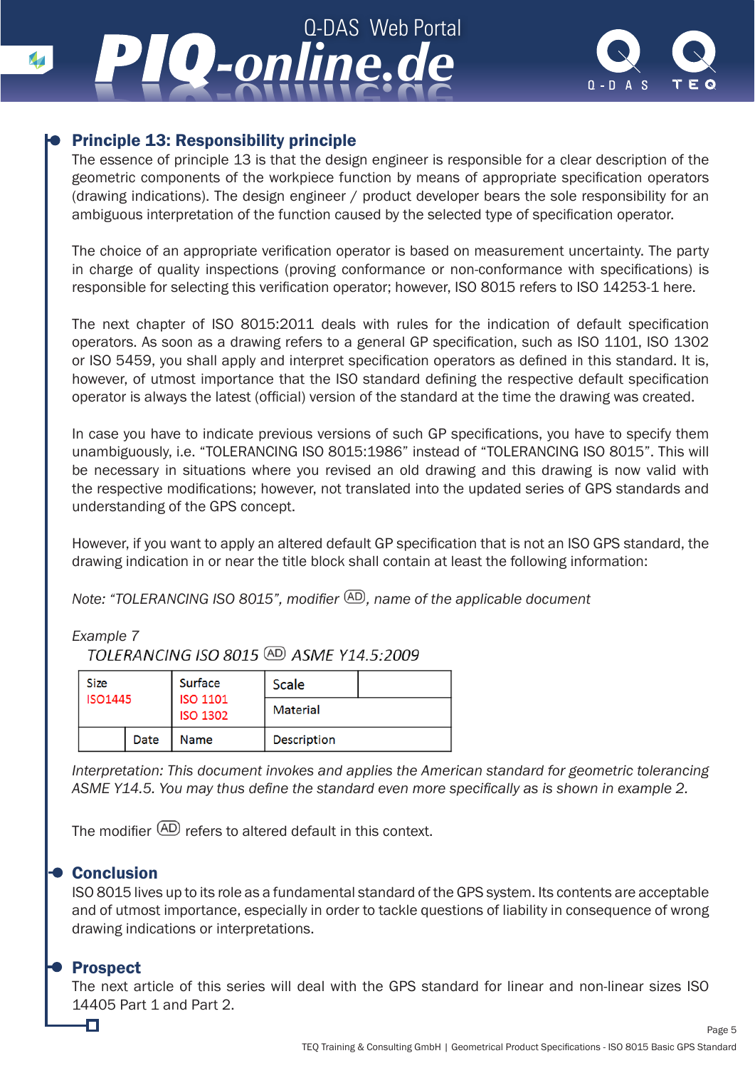## Principle 13: Responsibility principle

The essence of principle 13 is that the design engineer is responsible for a clear description of the geometric components of the workpiece function by means of appropriate specification operators (drawing indications). The design engineer / product developer bears the sole responsibility for an ambiguous interpretation of the function caused by the selected type of specification operator.

The choice of an appropriate verification operator is based on measurement uncertainty. The party in charge of quality inspections (proving conformance or non-conformance with specifications) is responsible for selecting this verification operator; however, ISO 8015 refers to ISO 14253-1 here.

The next chapter of ISO 8015:2011 deals with rules for the indication of default specification operators. As soon as a drawing refers to a general GP specification, such as ISO 1101, ISO 1302 or ISO 5459, you shall apply and interpret specification operators as defined in this standard. It is, however, of utmost importance that the ISO standard defining the respective default specification operator is always the latest (official) version of the standard at the time the drawing was created.

In case you have to indicate previous versions of such GP specifications, you have to specify them unambiguously, i.e. “TOLERANCING ISO 8015:1986” instead of “TOLERANCING ISO 8015”. This will be necessary in situations where you revised an old drawing and this drawing is now valid with the respective modifications; however, not translated into the updated series of GPS standards and understanding of the GPS concept.

However, if you want to apply an altered default GP specification that is not an ISO GPS standard, the drawing indication in or near the title block shall contain at least the following information:

*Note: “TOLERANCING ISO 8015”, modifier Ⓐ, name of the applicable document*

*Example 7*

*TOLERANCING ISO 8015 (AD) ASME Y14.5:2009*

| Size<br>ISO1445 | | Surface<br>ISO 1101<br>ISO 1302 | Scale | |
|---|---|---|---|---|
| | | | Material | |
| | Date | Name | Description | |

*Interpretation: This document invokes and applies the American standard for geometric tolerancing ASME Y14.5. You may thus define the standard even more specifically as is shown in example 2.*

The modifier (AD) refers to altered default in this context.

## Conclusion

ISO 8015 lives up to its role as a fundamental standard of the GPS system. Its contents are acceptable and of utmost importance, especially in order to tackle questions of liability in consequence of wrong drawing indications or interpretations.

## Prospect

The next article of this series will deal with the GPS standard for linear and non-linear sizes ISO 14405 Part 1 and Part 2.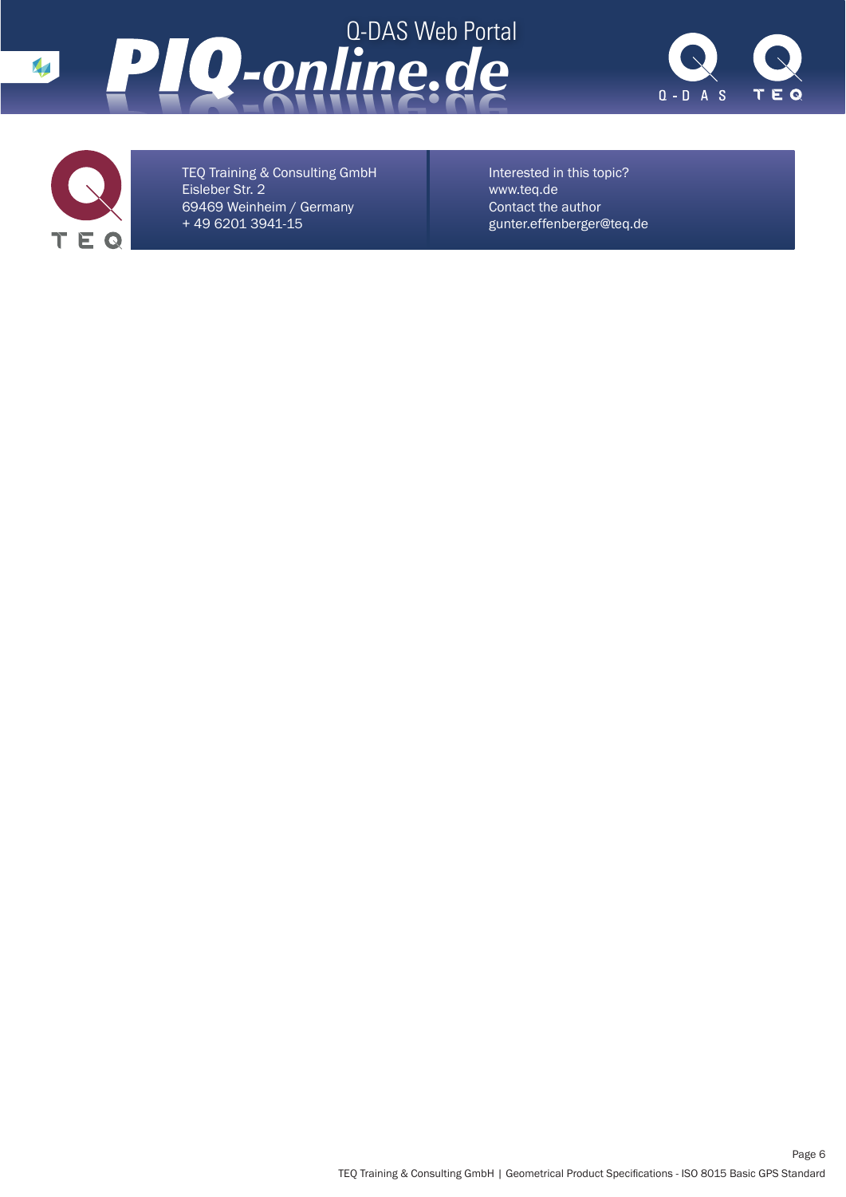TEQ Training & Consulting GmbH
Eisleber Str. 2
69469 Weinheim / Germany
+ 49 6201 3941-15

Interested in this topic?
www.teq.de
Contact the author
gunter.effenberger@teq.de